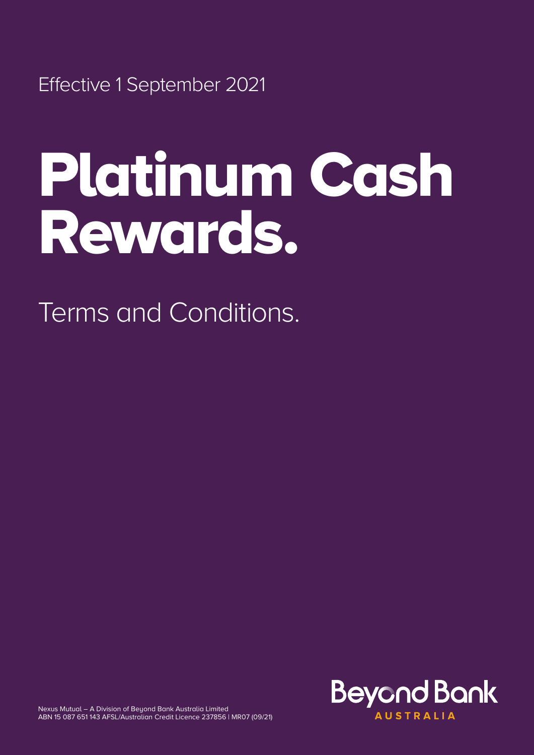Effective 1 September 2021

# Platinum Cash Rewards.

## Terms and Conditions.

Nexus Mutual – A Division of Beyond Bank Australia Limited
ABN 15 087 651 143 AFSL/Australian Credit Licence 237856 | MR07 (09/21)

Beyond Bank
AUSTRALIA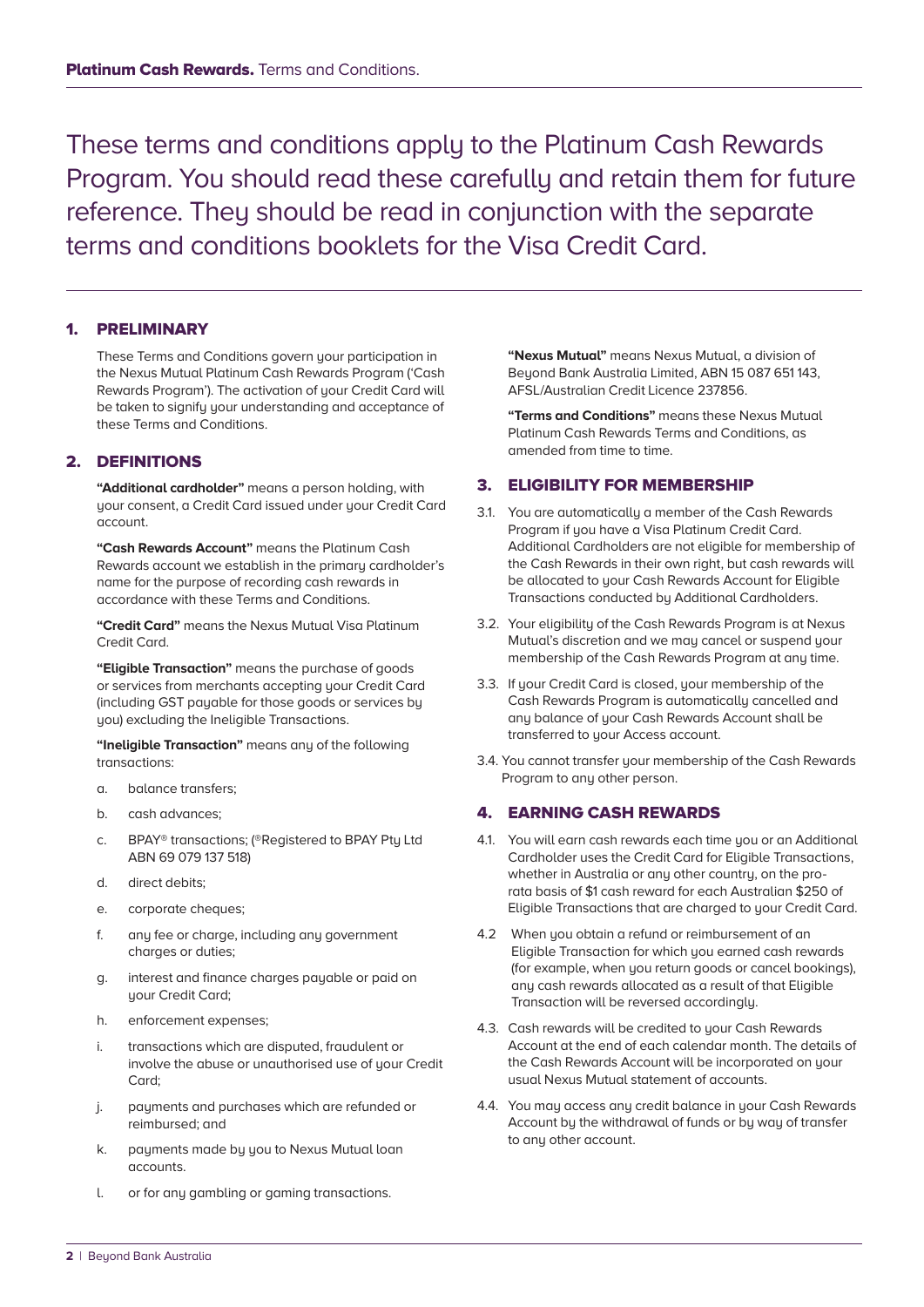These terms and conditions apply to the Platinum Cash Rewards Program. You should read these carefully and retain them for future reference. They should be read in conjunction with the separate terms and conditions booklets for the Visa Credit Card.

## 1. PRELIMINARY

These Terms and Conditions govern your participation in the Nexus Mutual Platinum Cash Rewards Program ('Cash Rewards Program'). The activation of your Credit Card will be taken to signify your understanding and acceptance of these Terms and Conditions.

## 2. DEFINITIONS

**"Additional cardholder"** means a person holding, with your consent, a Credit Card issued under your Credit Card account.

**"Cash Rewards Account"** means the Platinum Cash Rewards account we establish in the primary cardholder's name for the purpose of recording cash rewards in accordance with these Terms and Conditions.

**"Credit Card"** means the Nexus Mutual Visa Platinum Credit Card.

**"Eligible Transaction"** means the purchase of goods or services from merchants accepting your Credit Card (including GST payable for those goods or services by you) excluding the Ineligible Transactions.

**"Ineligible Transaction"** means any of the following transactions:

a. balance transfers;

b. cash advances;

c. BPAY® transactions; (®Registered to BPAY Pty Ltd ABN 69 079 137 518)

d. direct debits;

e. corporate cheques;

f. any fee or charge, including any government charges or duties;

g. interest and finance charges payable or paid on your Credit Card;

h. enforcement expenses;

i. transactions which are disputed, fraudulent or involve the abuse or unauthorised use of your Credit Card;

j. payments and purchases which are refunded or reimbursed; and

k. payments made by you to Nexus Mutual loan accounts.

l. or for any gambling or gaming transactions.

**"Nexus Mutual"** means Nexus Mutual, a division of Beyond Bank Australia Limited, ABN 15 087 651 143, AFSL/Australian Credit Licence 237856.

**"Terms and Conditions"** means these Nexus Mutual Platinum Cash Rewards Terms and Conditions, as amended from time to time.

## 3. ELIGIBILITY FOR MEMBERSHIP

3.1. You are automatically a member of the Cash Rewards Program if you have a Visa Platinum Credit Card. Additional Cardholders are not eligible for membership of the Cash Rewards in their own right, but cash rewards will be allocated to your Cash Rewards Account for Eligible Transactions conducted by Additional Cardholders.

3.2. Your eligibility of the Cash Rewards Program is at Nexus Mutual's discretion and we may cancel or suspend your membership of the Cash Rewards Program at any time.

3.3. If your Credit Card is closed, your membership of the Cash Rewards Program is automatically cancelled and any balance of your Cash Rewards Account shall be transferred to your Access account.

3.4. You cannot transfer your membership of the Cash Rewards Program to any other person.

## 4. EARNING CASH REWARDS

4.1. You will earn cash rewards each time you or an Additional Cardholder uses the Credit Card for Eligible Transactions, whether in Australia or any other country, on the pro-rata basis of $1 cash reward for each Australian $250 of Eligible Transactions that are charged to your Credit Card.

4.2 When you obtain a refund or reimbursement of an Eligible Transaction for which you earned cash rewards (for example, when you return goods or cancel bookings), any cash rewards allocated as a result of that Eligible Transaction will be reversed accordingly.

4.3. Cash rewards will be credited to your Cash Rewards Account at the end of each calendar month. The details of the Cash Rewards Account will be incorporated on your usual Nexus Mutual statement of accounts.

4.4. You may access any credit balance in your Cash Rewards Account by the withdrawal of funds or by way of transfer to any other account.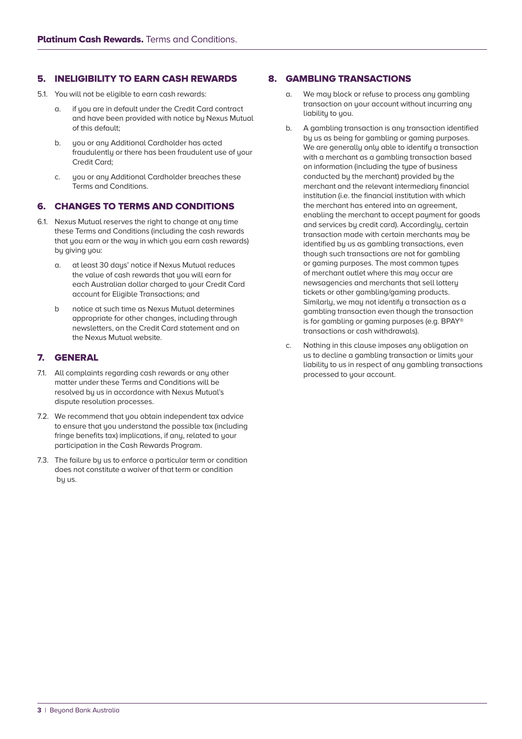## 5. INELIGIBILITY TO EARN CASH REWARDS

5.1. You will not be eligible to earn cash rewards:

a. if you are in default under the Credit Card contract and have been provided with notice by Nexus Mutual of this default;

b. you or any Additional Cardholder has acted fraudulently or there has been fraudulent use of your Credit Card;

c. you or any Additional Cardholder breaches these Terms and Conditions.

## 6. CHANGES TO TERMS AND CONDITIONS

6.1. Nexus Mutual reserves the right to change at any time these Terms and Conditions (including the cash rewards that you earn or the way in which you earn cash rewards) by giving you:

a. at least 30 days' notice if Nexus Mutual reduces the value of cash rewards that you will earn for each Australian dollar charged to your Credit Card account for Eligible Transactions; and

b notice at such time as Nexus Mutual determines appropriate for other changes, including through newsletters, on the Credit Card statement and on the Nexus Mutual website.

## 7. GENERAL

7.1. All complaints regarding cash rewards or any other matter under these Terms and Conditions will be resolved by us in accordance with Nexus Mutual's dispute resolution processes.

7.2. We recommend that you obtain independent tax advice to ensure that you understand the possible tax (including fringe benefits tax) implications, if any, related to your participation in the Cash Rewards Program.

7.3. The failure by us to enforce a particular term or condition does not constitute a waiver of that term or condition by us.

## 8. GAMBLING TRANSACTIONS

a. We may block or refuse to process any gambling transaction on your account without incurring any liability to you.

b. A gambling transaction is any transaction identified by us as being for gambling or gaming purposes. We are generally only able to identify a transaction with a merchant as a gambling transaction based on information (including the type of business conducted by the merchant) provided by the merchant and the relevant intermediary financial institution (i.e. the financial institution with which the merchant has entered into an agreement, enabling the merchant to accept payment for goods and services by credit card). Accordingly, certain transaction made with certain merchants may be identified by us as gambling transactions, even though such transactions are not for gambling or gaming purposes. The most common types of merchant outlet where this may occur are newsagencies and merchants that sell lottery tickets or other gambling/gaming products. Similarly, we may not identify a transaction as a gambling transaction even though the transaction is for gambling or gaming purposes (e.g. BPAY® transactions or cash withdrawals).

c. Nothing in this clause imposes any obligation on us to decline a gambling transaction or limits your liability to us in respect of any gambling transactions processed to your account.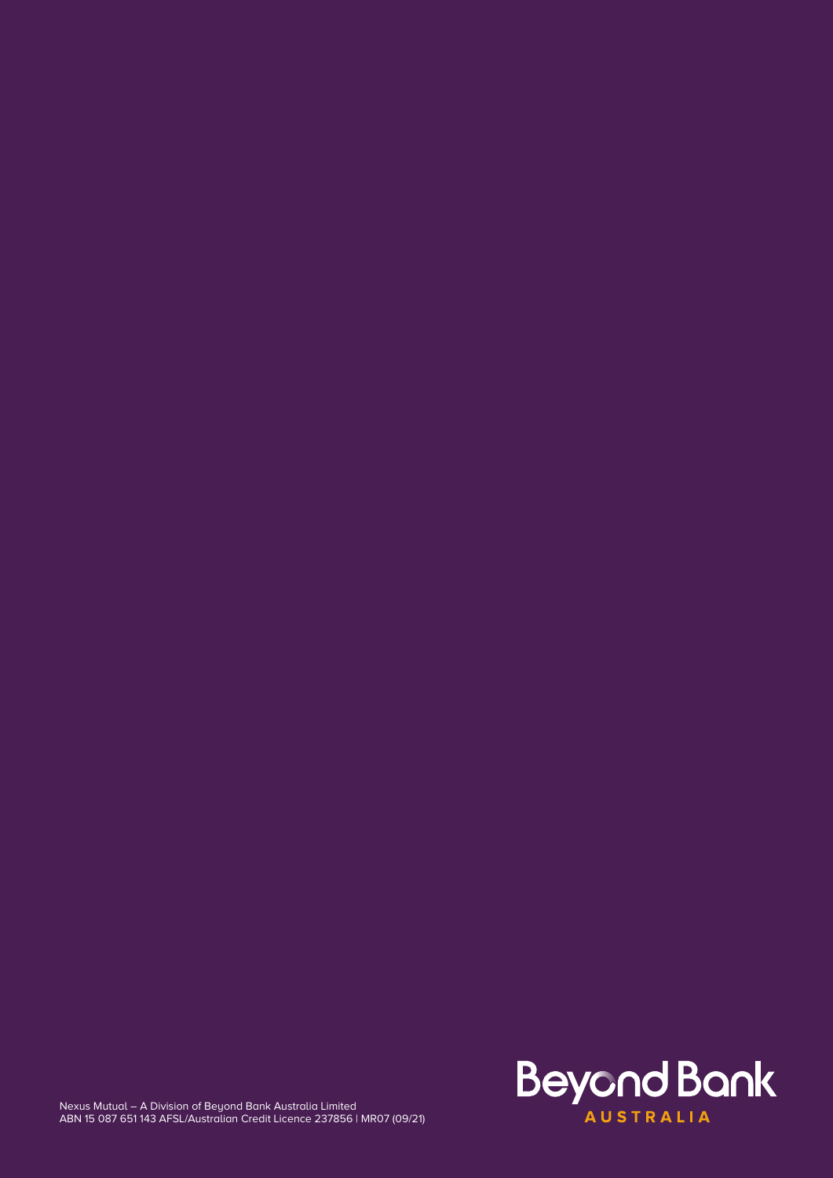Nexus Mutual – A Division of Beyond Bank Australia Limited
ABN 15 087 651 143 AFSL/Australian Credit Licence 237856 | MR07 (09/21)

Beyond Bank
AUSTRALIA